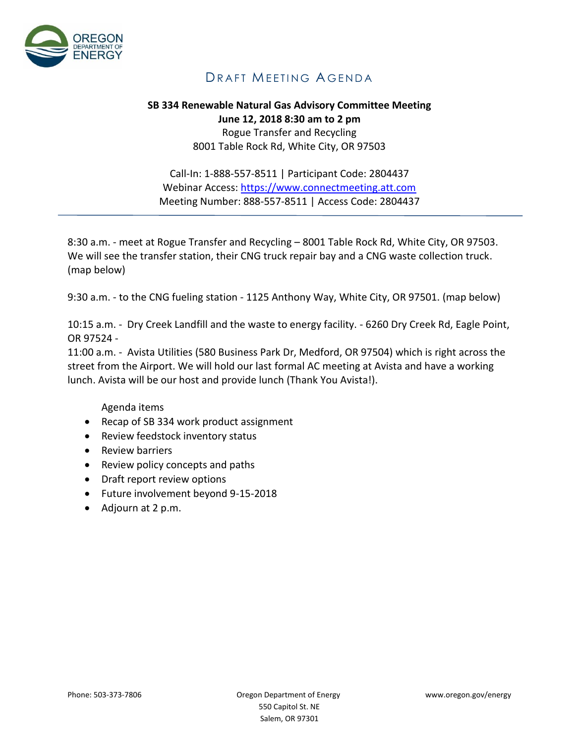# DRAFT MEETING AGENDA

**SB 334 Renewable Natural Gas Advisory Committee Meeting**
**June 12, 2018 8:30 am to 2 pm**
Rogue Transfer and Recycling
8001 Table Rock Rd, White City, OR 97503

Call-In: 1-888-557-8511 | Participant Code: 2804437
Webinar Access: https://www.connectmeeting.att.com
Meeting Number: 888-557-8511 | Access Code: 2804437

---

8:30 a.m. - meet at Rogue Transfer and Recycling – 8001 Table Rock Rd, White City, OR 97503. We will see the transfer station, their CNG truck repair bay and a CNG waste collection truck. (map below)

9:30 a.m. - to the CNG fueling station - 1125 Anthony Way, White City, OR 97501. (map below)

10:15 a.m. - Dry Creek Landfill and the waste to energy facility. - 6260 Dry Creek Rd, Eagle Point, OR 97524 -
11:00 a.m. - Avista Utilities (580 Business Park Dr, Medford, OR 97504) which is right across the street from the Airport. We will hold our last formal AC meeting at Avista and have a working lunch. Avista will be our host and provide lunch (Thank You Avista!).

Agenda items

- Recap of SB 334 work product assignment
- Review feedstock inventory status
- Review barriers
- Review policy concepts and paths
- Draft report review options
- Future involvement beyond 9-15-2018
- Adjourn at 2 p.m.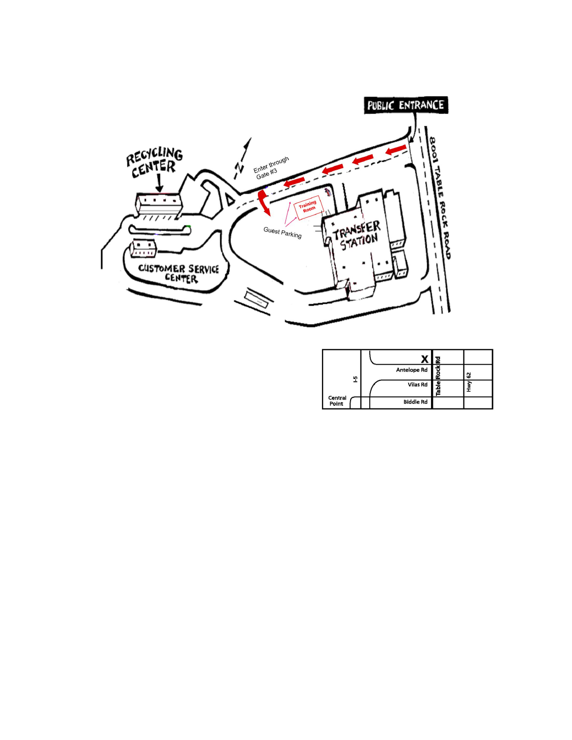PUBLIC ENTRANCE

8001 TABLE ROCK ROAD

Enter through Gate #3

Training Room

Guest Parking

RECYCLING CENTER

CUSTOMER SERVICE CENTER

TRANSFER STATION

N

X

Antelope Rd

Vilas Rd

Biddle Rd

I-5

Central Point

Table Rock Rd

Hwy 62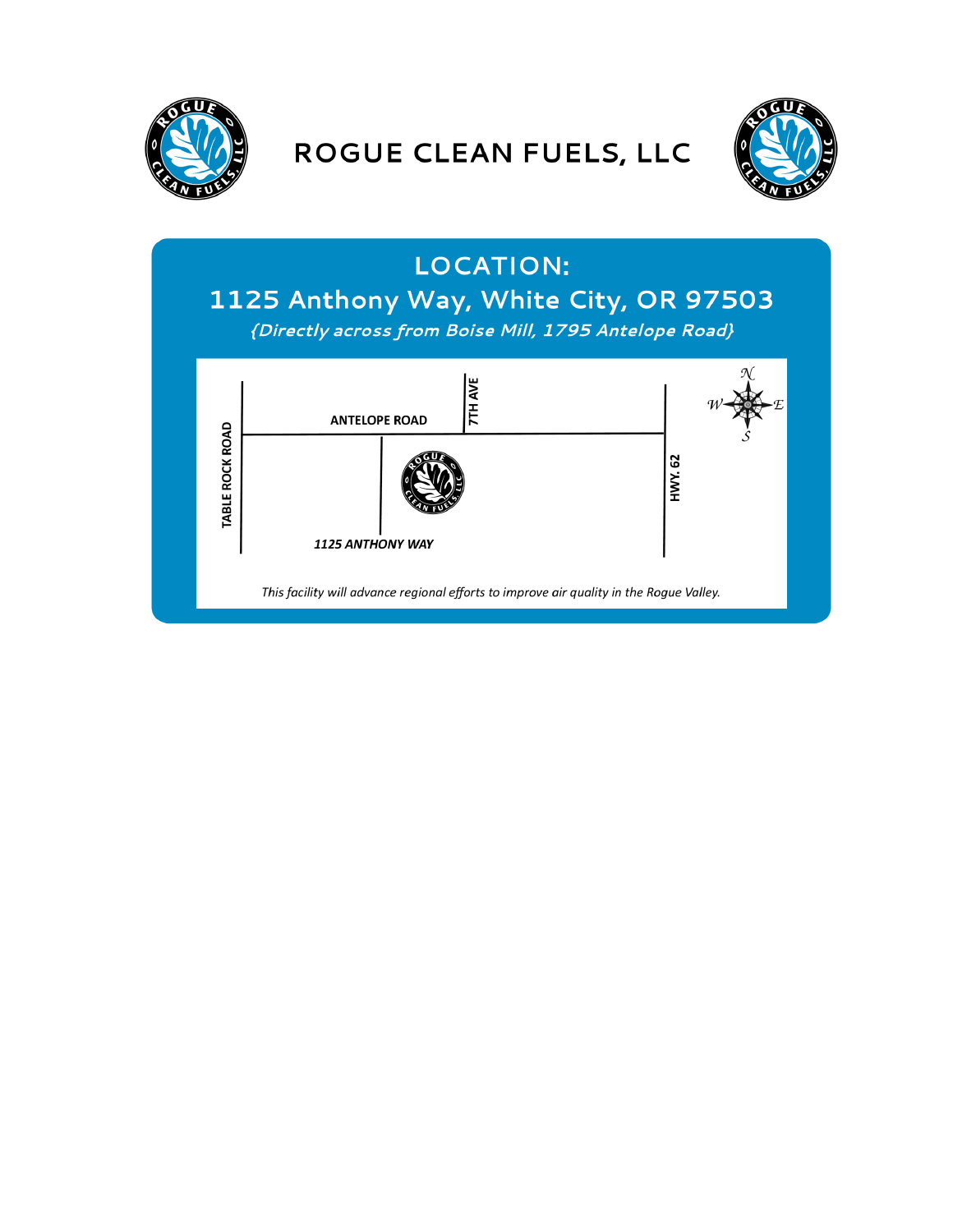# ROGUE CLEAN FUELS, LLC

## LOCATION:

## 1125 Anthony Way, White City, OR 97503

*{Directly across from Boise Mill, 1795 Antelope Road}*

ANTELOPE ROAD

7TH AVE

TABLE ROCK ROAD

HWY. 62

1125 ANTHONY WAY

N

W

E

S

*This facility will advance regional efforts to improve air quality in the Rogue Valley.*